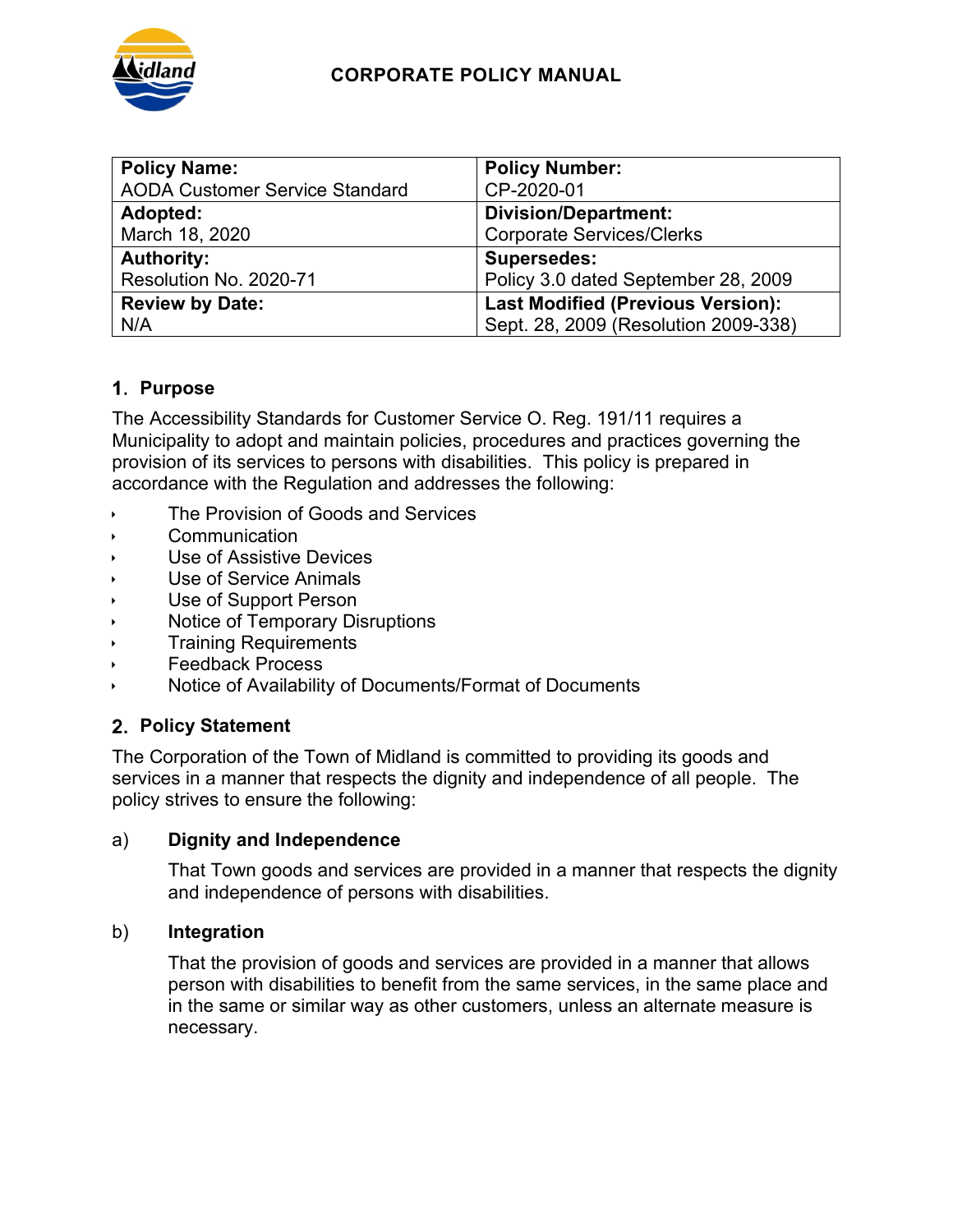# CORPORATE POLICY MANUAL

| **Policy Name:** AODA Customer Service Standard | **Policy Number:** CP-2020-01 |
|---|---|
| **Adopted:** March 18, 2020 | **Division/Department:** Corporate Services/Clerks |
| **Authority:** Resolution No. 2020-71 | **Supersedes:** Policy 3.0 dated September 28, 2009 |
| **Review by Date:** N/A | **Last Modified (Previous Version):** Sept. 28, 2009 (Resolution 2009-338) |

## 1. Purpose

The Accessibility Standards for Customer Service O. Reg. 191/11 requires a Municipality to adopt and maintain policies, procedures and practices governing the provision of its services to persons with disabilities. This policy is prepared in accordance with the Regulation and addresses the following:

- The Provision of Goods and Services
- Communication
- Use of Assistive Devices
- Use of Service Animals
- Use of Support Person
- Notice of Temporary Disruptions
- Training Requirements
- Feedback Process
- Notice of Availability of Documents/Format of Documents

## 2. Policy Statement

The Corporation of the Town of Midland is committed to providing its goods and services in a manner that respects the dignity and independence of all people. The policy strives to ensure the following:

a) **Dignity and Independence**

That Town goods and services are provided in a manner that respects the dignity and independence of persons with disabilities.

b) **Integration**

That the provision of goods and services are provided in a manner that allows person with disabilities to benefit from the same services, in the same place and in the same or similar way as other customers, unless an alternate measure is necessary.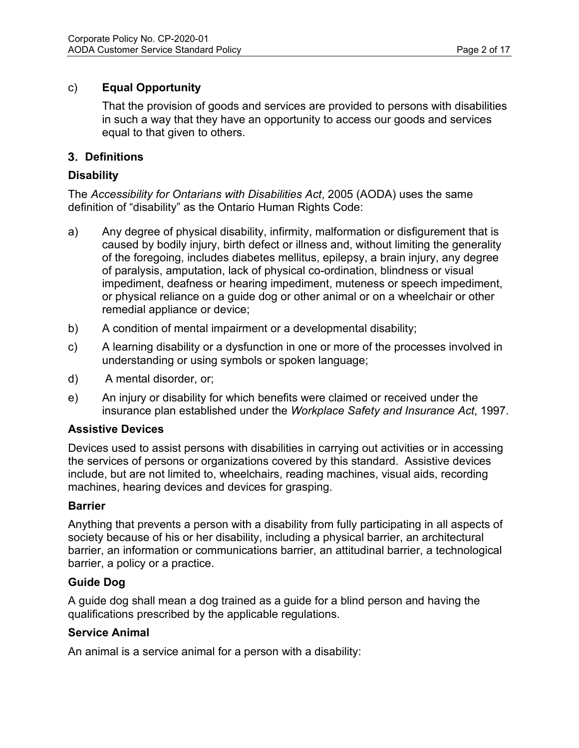c) **Equal Opportunity**

That the provision of goods and services are provided to persons with disabilities in such a way that they have an opportunity to access our goods and services equal to that given to others.

## 3. Definitions

### Disability

The *Accessibility for Ontarians with Disabilities Act*, 2005 (AODA) uses the same definition of "disability" as the Ontario Human Rights Code:

a) Any degree of physical disability, infirmity, malformation or disfigurement that is caused by bodily injury, birth defect or illness and, without limiting the generality of the foregoing, includes diabetes mellitus, epilepsy, a brain injury, any degree of paralysis, amputation, lack of physical co-ordination, blindness or visual impediment, deafness or hearing impediment, muteness or speech impediment, or physical reliance on a guide dog or other animal or on a wheelchair or other remedial appliance or device;

b) A condition of mental impairment or a developmental disability;

c) A learning disability or a dysfunction in one or more of the processes involved in understanding or using symbols or spoken language;

d) A mental disorder, or;

e) An injury or disability for which benefits were claimed or received under the insurance plan established under the *Workplace Safety and Insurance Act*, 1997.

### Assistive Devices

Devices used to assist persons with disabilities in carrying out activities or in accessing the services of persons or organizations covered by this standard. Assistive devices include, but are not limited to, wheelchairs, reading machines, visual aids, recording machines, hearing devices and devices for grasping.

### Barrier

Anything that prevents a person with a disability from fully participating in all aspects of society because of his or her disability, including a physical barrier, an architectural barrier, an information or communications barrier, an attitudinal barrier, a technological barrier, a policy or a practice.

### Guide Dog

A guide dog shall mean a dog trained as a guide for a blind person and having the qualifications prescribed by the applicable regulations.

### Service Animal

An animal is a service animal for a person with a disability: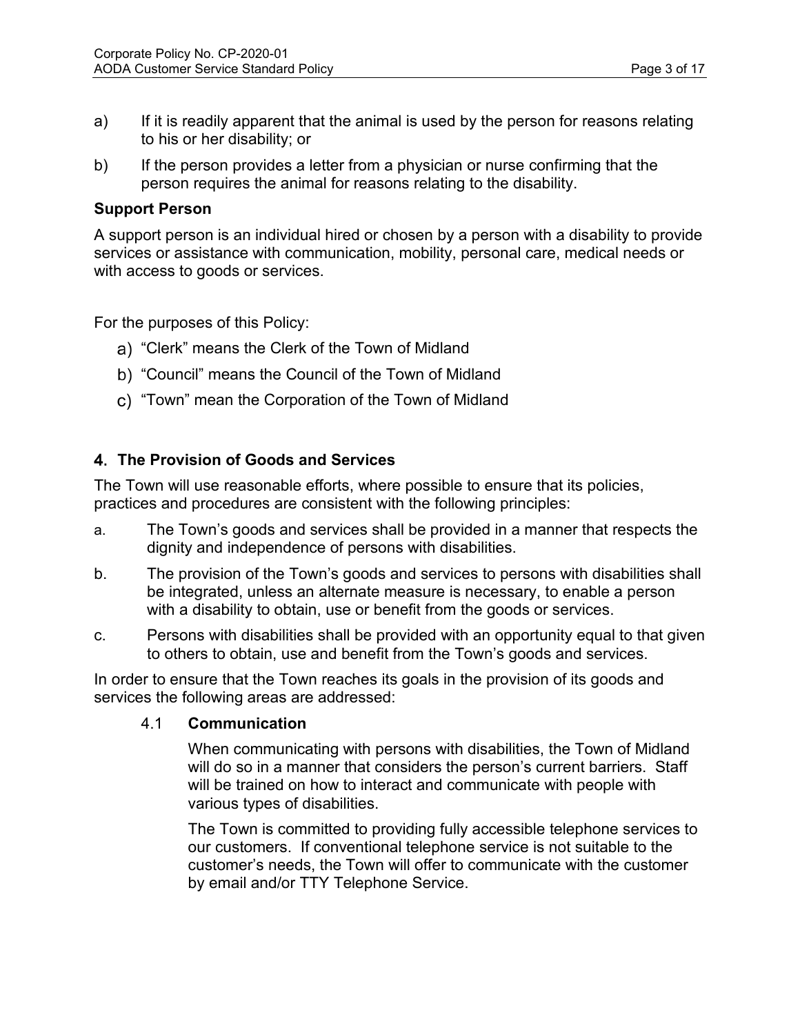a) If it is readily apparent that the animal is used by the person for reasons relating to his or her disability; or

b) If the person provides a letter from a physician or nurse confirming that the person requires the animal for reasons relating to the disability.

**Support Person**

A support person is an individual hired or chosen by a person with a disability to provide services or assistance with communication, mobility, personal care, medical needs or with access to goods or services.

For the purposes of this Policy:

a) "Clerk" means the Clerk of the Town of Midland
b) "Council" means the Council of the Town of Midland
c) "Town" mean the Corporation of the Town of Midland

## 4. The Provision of Goods and Services

The Town will use reasonable efforts, where possible to ensure that its policies, practices and procedures are consistent with the following principles:

a. The Town's goods and services shall be provided in a manner that respects the dignity and independence of persons with disabilities.

b. The provision of the Town's goods and services to persons with disabilities shall be integrated, unless an alternate measure is necessary, to enable a person with a disability to obtain, use or benefit from the goods or services.

c. Persons with disabilities shall be provided with an opportunity equal to that given to others to obtain, use and benefit from the Town's goods and services.

In order to ensure that the Town reaches its goals in the provision of its goods and services the following areas are addressed:

### 4.1 Communication

When communicating with persons with disabilities, the Town of Midland will do so in a manner that considers the person's current barriers. Staff will be trained on how to interact and communicate with people with various types of disabilities.

The Town is committed to providing fully accessible telephone services to our customers. If conventional telephone service is not suitable to the customer's needs, the Town will offer to communicate with the customer by email and/or TTY Telephone Service.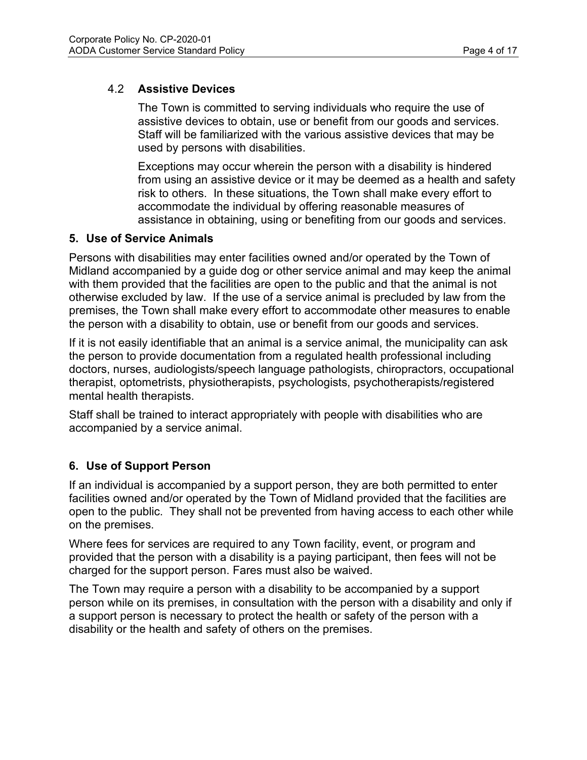### 4.2 **Assistive Devices**

The Town is committed to serving individuals who require the use of assistive devices to obtain, use or benefit from our goods and services. Staff will be familiarized with the various assistive devices that may be used by persons with disabilities.

Exceptions may occur wherein the person with a disability is hindered from using an assistive device or it may be deemed as a health and safety risk to others. In these situations, the Town shall make every effort to accommodate the individual by offering reasonable measures of assistance in obtaining, using or benefiting from our goods and services.

## 5. Use of Service Animals

Persons with disabilities may enter facilities owned and/or operated by the Town of Midland accompanied by a guide dog or other service animal and may keep the animal with them provided that the facilities are open to the public and that the animal is not otherwise excluded by law. If the use of a service animal is precluded by law from the premises, the Town shall make every effort to accommodate other measures to enable the person with a disability to obtain, use or benefit from our goods and services.

If it is not easily identifiable that an animal is a service animal, the municipality can ask the person to provide documentation from a regulated health professional including doctors, nurses, audiologists/speech language pathologists, chiropractors, occupational therapist, optometrists, physiotherapists, psychologists, psychotherapists/registered mental health therapists.

Staff shall be trained to interact appropriately with people with disabilities who are accompanied by a service animal.

## 6. Use of Support Person

If an individual is accompanied by a support person, they are both permitted to enter facilities owned and/or operated by the Town of Midland provided that the facilities are open to the public. They shall not be prevented from having access to each other while on the premises.

Where fees for services are required to any Town facility, event, or program and provided that the person with a disability is a paying participant, then fees will not be charged for the support person. Fares must also be waived.

The Town may require a person with a disability to be accompanied by a support person while on its premises, in consultation with the person with a disability and only if a support person is necessary to protect the health or safety of the person with a disability or the health and safety of others on the premises.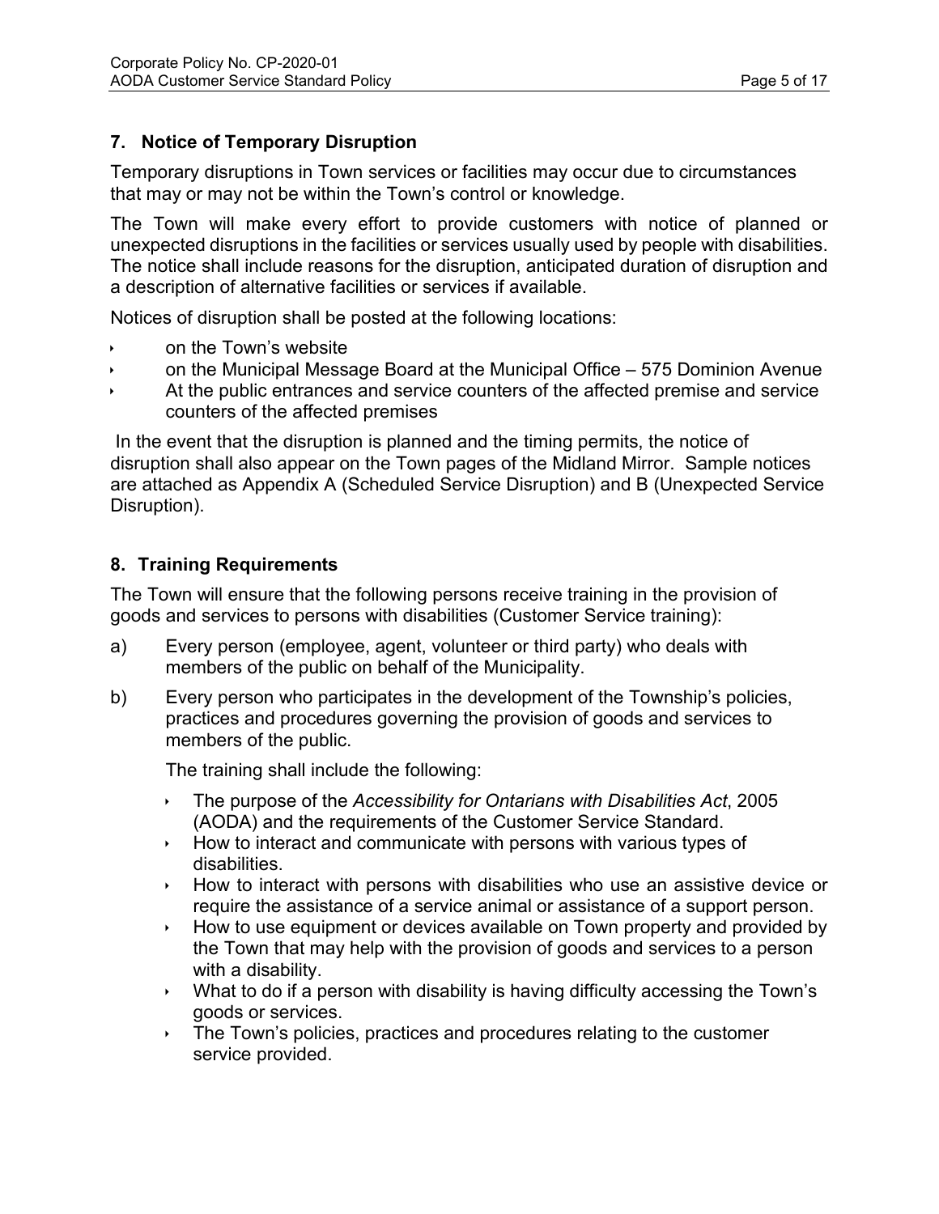## 7. Notice of Temporary Disruption

Temporary disruptions in Town services or facilities may occur due to circumstances that may or may not be within the Town's control or knowledge.

The Town will make every effort to provide customers with notice of planned or unexpected disruptions in the facilities or services usually used by people with disabilities. The notice shall include reasons for the disruption, anticipated duration of disruption and a description of alternative facilities or services if available.

Notices of disruption shall be posted at the following locations:

- on the Town's website
- on the Municipal Message Board at the Municipal Office – 575 Dominion Avenue
- At the public entrances and service counters of the affected premise and service counters of the affected premises

In the event that the disruption is planned and the timing permits, the notice of disruption shall also appear on the Town pages of the Midland Mirror. Sample notices are attached as Appendix A (Scheduled Service Disruption) and B (Unexpected Service Disruption).

## 8. Training Requirements

The Town will ensure that the following persons receive training in the provision of goods and services to persons with disabilities (Customer Service training):

a) Every person (employee, agent, volunteer or third party) who deals with members of the public on behalf of the Municipality.

b) Every person who participates in the development of the Township's policies, practices and procedures governing the provision of goods and services to members of the public.

   The training shall include the following:

   - The purpose of the *Accessibility for Ontarians with Disabilities Act*, 2005 (AODA) and the requirements of the Customer Service Standard.
   - How to interact and communicate with persons with various types of disabilities.
   - How to interact with persons with disabilities who use an assistive device or require the assistance of a service animal or assistance of a support person.
   - How to use equipment or devices available on Town property and provided by the Town that may help with the provision of goods and services to a person with a disability.
   - What to do if a person with disability is having difficulty accessing the Town's goods or services.
   - The Town's policies, practices and procedures relating to the customer service provided.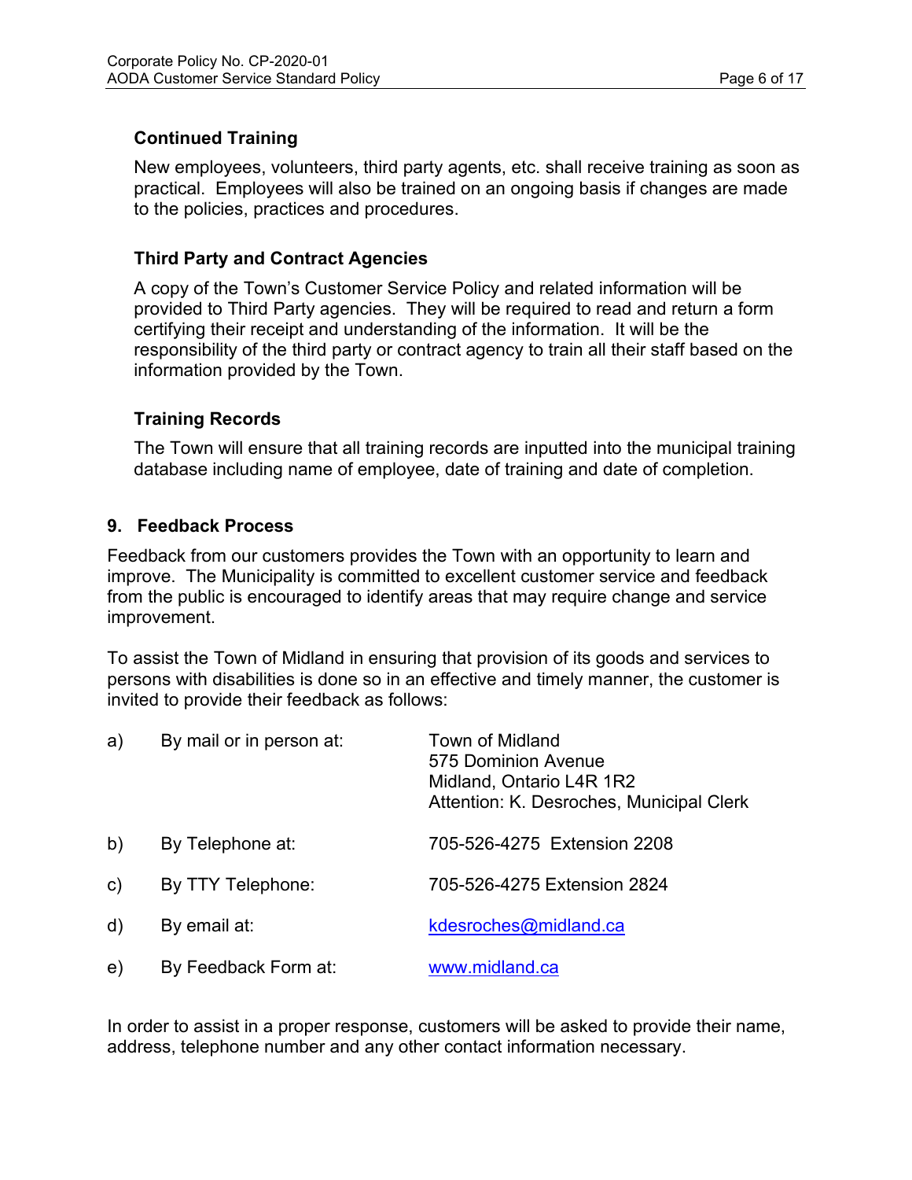### Continued Training

New employees, volunteers, third party agents, etc. shall receive training as soon as practical. Employees will also be trained on an ongoing basis if changes are made to the policies, practices and procedures.

### Third Party and Contract Agencies

A copy of the Town's Customer Service Policy and related information will be provided to Third Party agencies. They will be required to read and return a form certifying their receipt and understanding of the information. It will be the responsibility of the third party or contract agency to train all their staff based on the information provided by the Town.

### Training Records

The Town will ensure that all training records are inputted into the municipal training database including name of employee, date of training and date of completion.

## 9. Feedback Process

Feedback from our customers provides the Town with an opportunity to learn and improve. The Municipality is committed to excellent customer service and feedback from the public is encouraged to identify areas that may require change and service improvement.

To assist the Town of Midland in ensuring that provision of its goods and services to persons with disabilities is done so in an effective and timely manner, the customer is invited to provide their feedback as follows:

a) By mail or in person at:
   Town of Midland
   575 Dominion Avenue
   Midland, Ontario L4R 1R2
   Attention: K. Desroches, Municipal Clerk

b) By Telephone at: 705-526-4275 Extension 2208

c) By TTY Telephone: 705-526-4275 Extension 2824

d) By email at: kdesroches@midland.ca

e) By Feedback Form at: www.midland.ca

In order to assist in a proper response, customers will be asked to provide their name, address, telephone number and any other contact information necessary.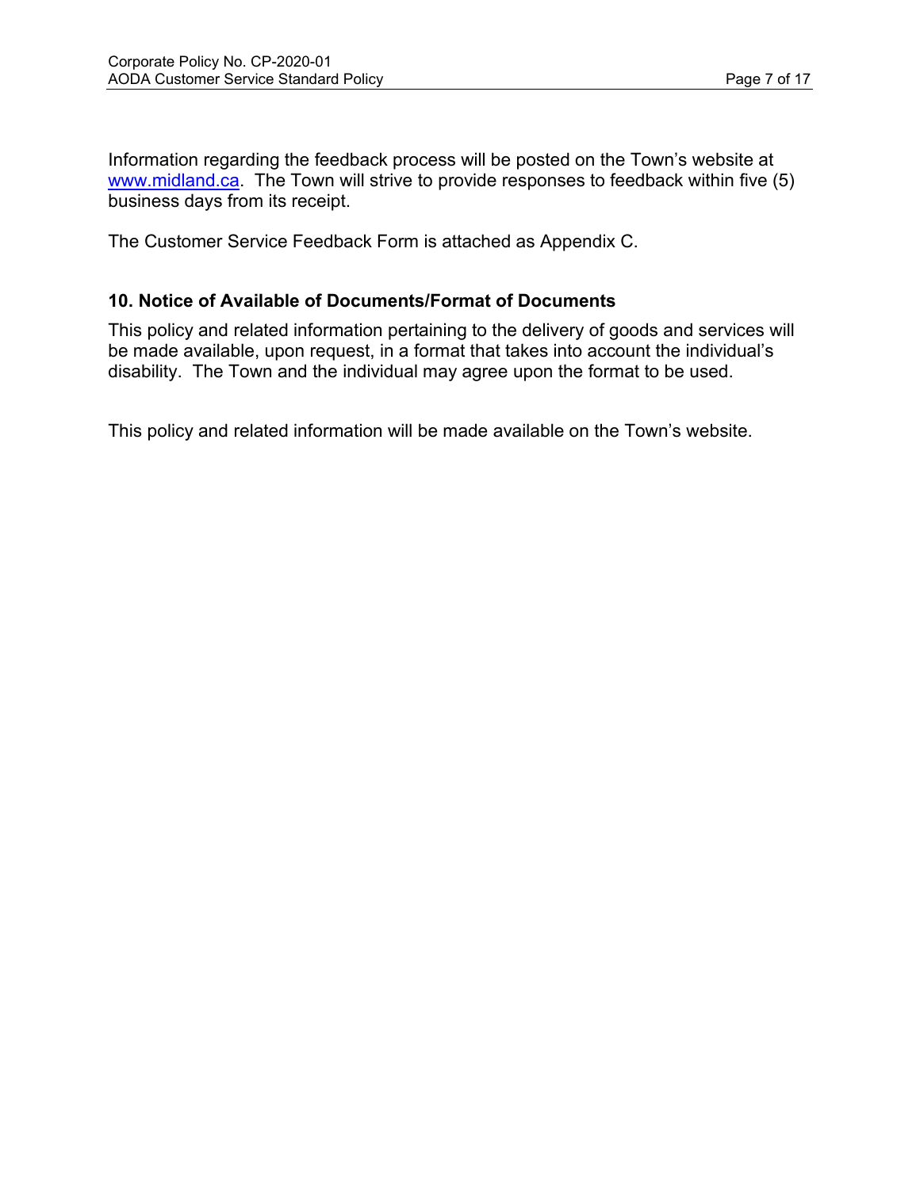Information regarding the feedback process will be posted on the Town's website at [www.midland.ca](http://www.midland.ca). The Town will strive to provide responses to feedback within five (5) business days from its receipt.

The Customer Service Feedback Form is attached as Appendix C.

## 10. Notice of Available of Documents/Format of Documents

This policy and related information pertaining to the delivery of goods and services will be made available, upon request, in a format that takes into account the individual's disability. The Town and the individual may agree upon the format to be used.

This policy and related information will be made available on the Town's website.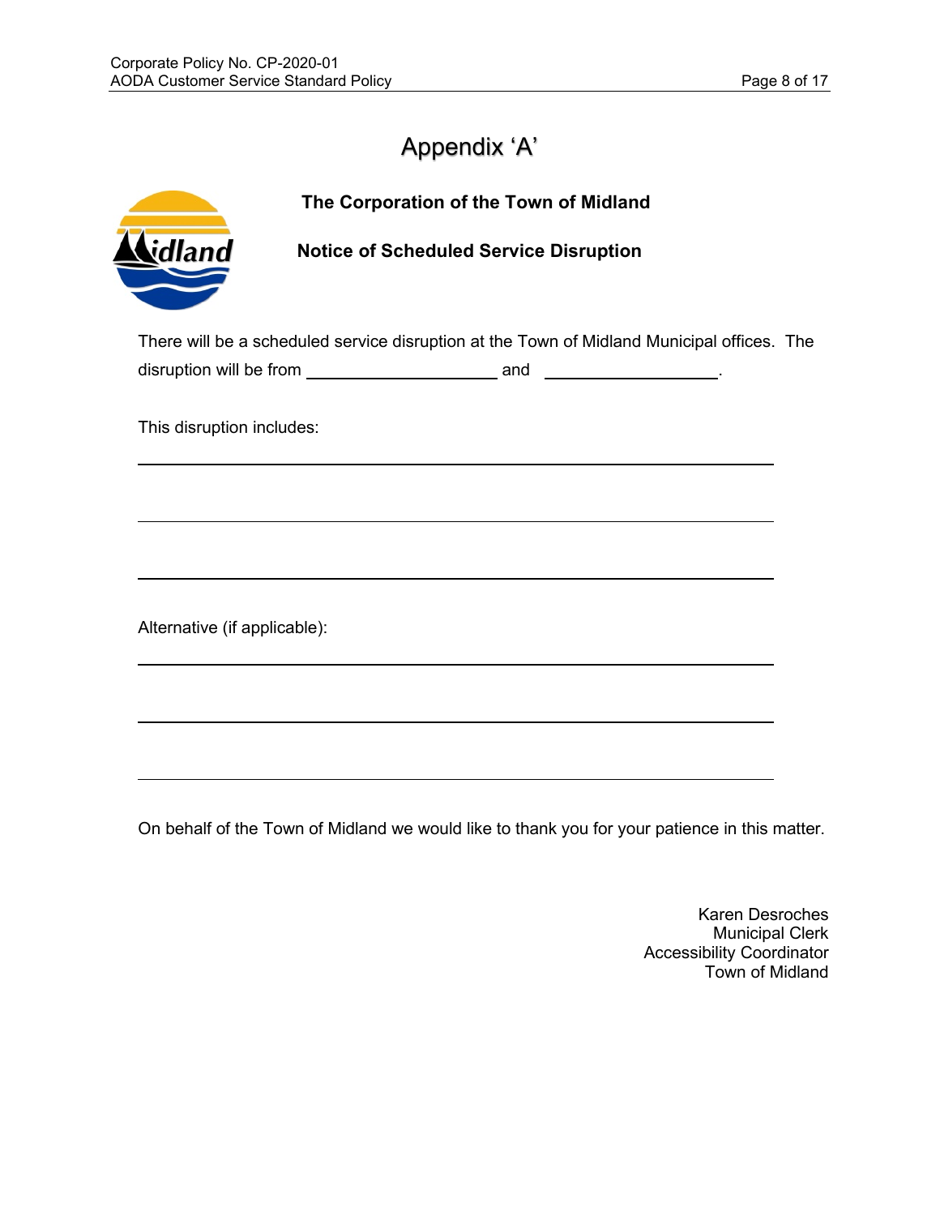# Appendix 'A'

**The Corporation of the Town of Midland**

**Notice of Scheduled Service Disruption**

There will be a scheduled service disruption at the Town of Midland Municipal offices. The disruption will be from ____________________ and ____________________.

This disruption includes:

________________________________________________________________

________________________________________________________________

________________________________________________________________

Alternative (if applicable):

________________________________________________________________

________________________________________________________________

________________________________________________________________

On behalf of the Town of Midland we would like to thank you for your patience in this matter.

Karen Desroches  
Municipal Clerk  
Accessibility Coordinator  
Town of Midland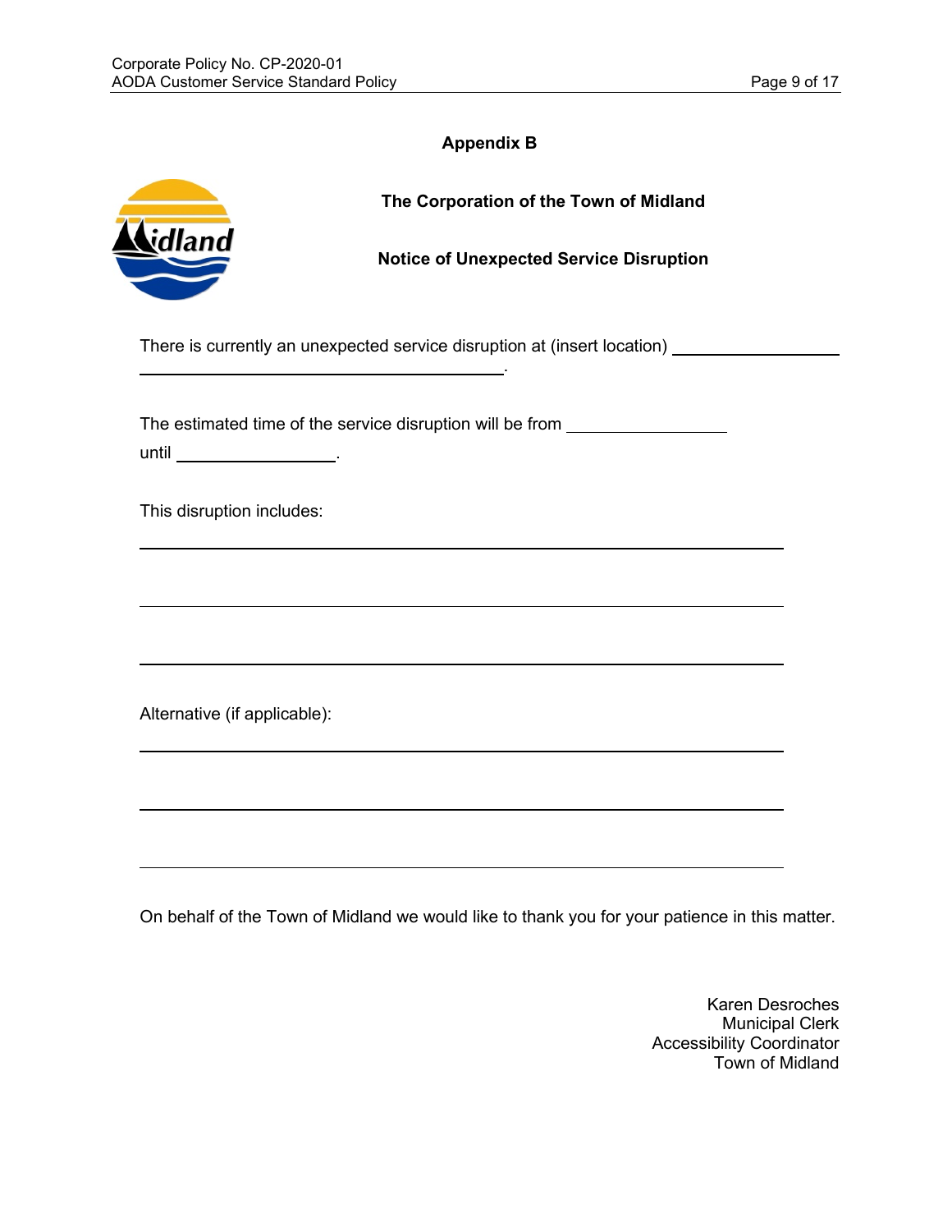# Appendix B

## The Corporation of the Town of Midland

## Notice of Unexpected Service Disruption

There is currently an unexpected service disruption at (insert location) ____________________ ________________________________________________.

The estimated time of the service disruption will be from __________________ until __________________.

This disruption includes:

______________________________________________________________________

______________________________________________________________________

______________________________________________________________________

Alternative (if applicable):

______________________________________________________________________

______________________________________________________________________

______________________________________________________________________

On behalf of the Town of Midland we would like to thank you for your patience in this matter.

Karen Desroches  
Municipal Clerk  
Accessibility Coordinator  
Town of Midland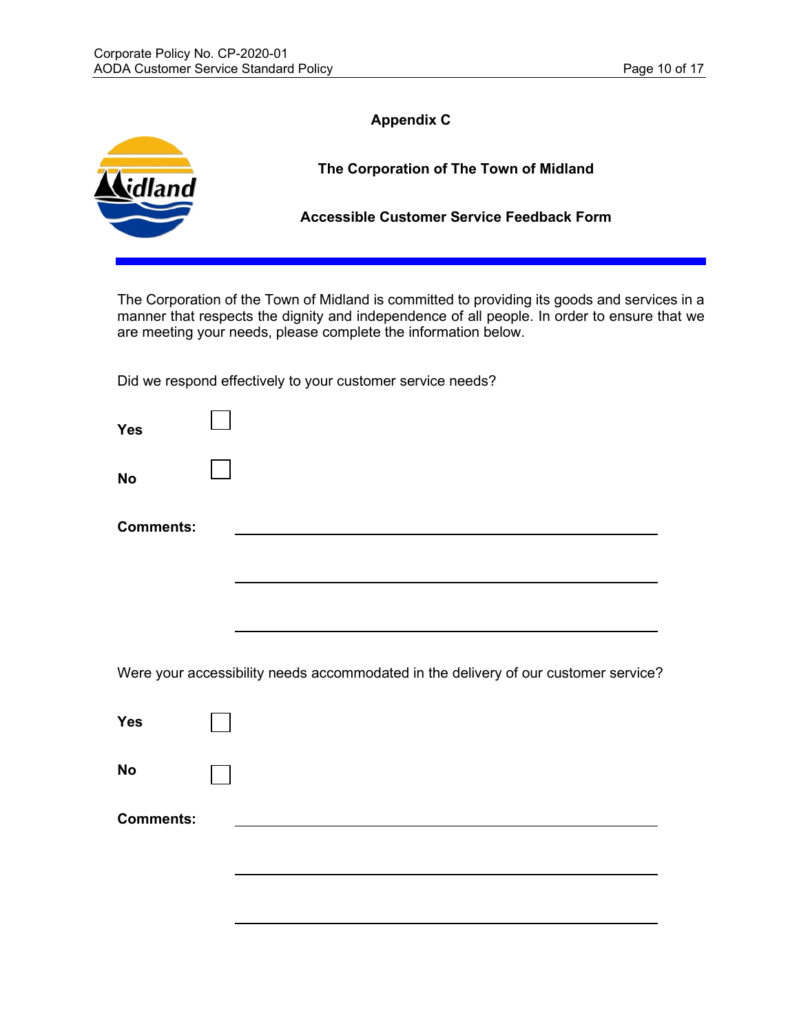## Appendix C

### The Corporation of The Town of Midland

### Accessible Customer Service Feedback Form

The Corporation of the Town of Midland is committed to providing its goods and services in a manner that respects the dignity and independence of all people. In order to ensure that we are meeting your needs, please complete the information below.

Did we respond effectively to your customer service needs?

**Yes** ☐

**No** ☐

**Comments:** ______________________________________________

______________________________________________

______________________________________________

Were your accessibility needs accommodated in the delivery of our customer service?

**Yes** ☐

**No** ☐

**Comments:** ______________________________________________

______________________________________________

______________________________________________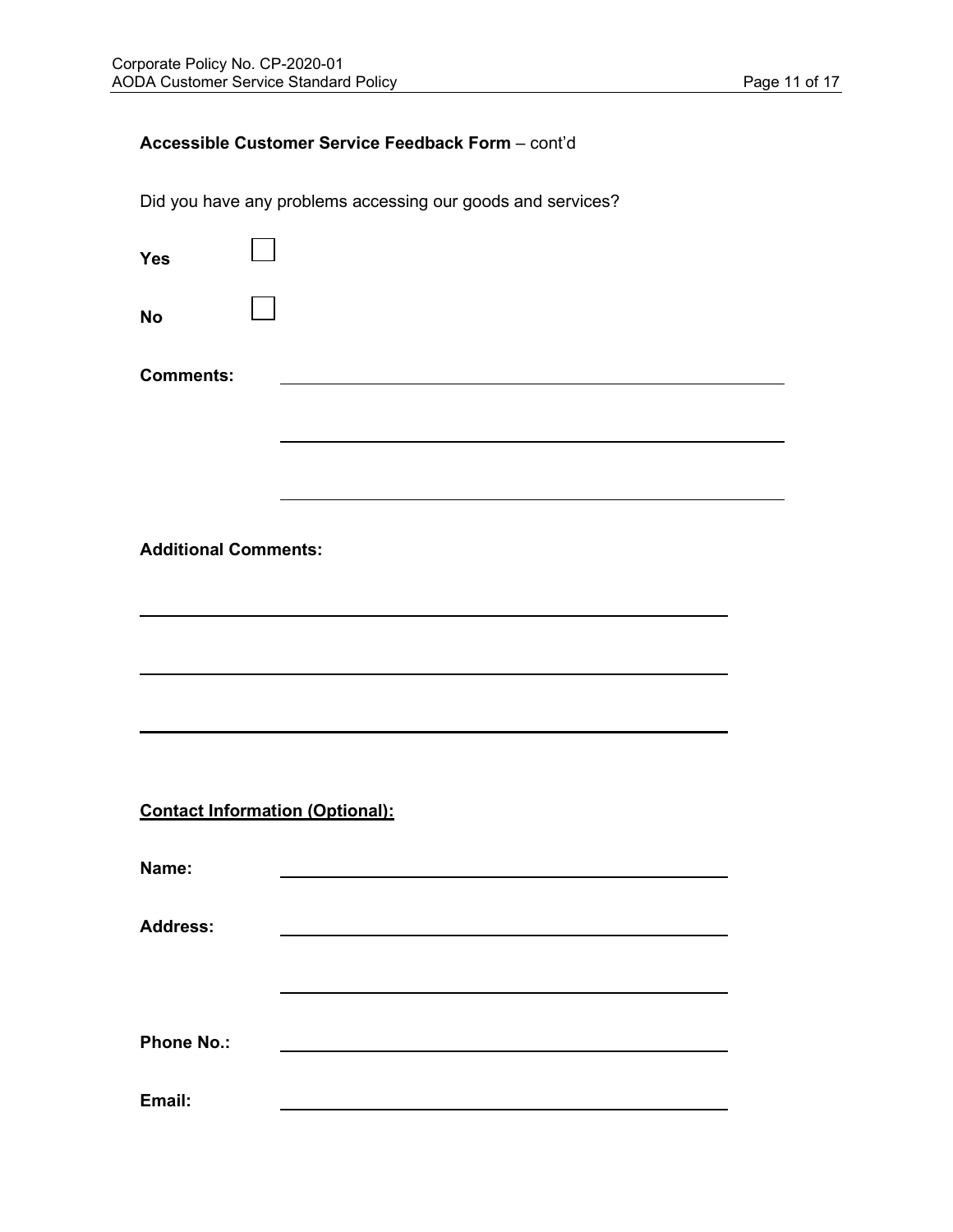**Accessible Customer Service Feedback Form** – cont'd

Did you have any problems accessing our goods and services?

**Yes** ☐

**No** ☐

**Comments:** \_\_\_\_\_\_\_\_\_\_\_\_\_\_\_\_\_\_\_\_\_\_\_\_\_\_\_\_\_\_\_\_\_\_\_\_\_\_\_\_

\_\_\_\_\_\_\_\_\_\_\_\_\_\_\_\_\_\_\_\_\_\_\_\_\_\_\_\_\_\_\_\_\_\_\_\_\_\_\_\_

\_\_\_\_\_\_\_\_\_\_\_\_\_\_\_\_\_\_\_\_\_\_\_\_\_\_\_\_\_\_\_\_\_\_\_\_\_\_\_\_

**Additional Comments:**

\_\_\_\_\_\_\_\_\_\_\_\_\_\_\_\_\_\_\_\_\_\_\_\_\_\_\_\_\_\_\_\_\_\_\_\_\_\_\_\_\_\_\_\_\_\_\_\_

\_\_\_\_\_\_\_\_\_\_\_\_\_\_\_\_\_\_\_\_\_\_\_\_\_\_\_\_\_\_\_\_\_\_\_\_\_\_\_\_\_\_\_\_\_\_\_\_

\_\_\_\_\_\_\_\_\_\_\_\_\_\_\_\_\_\_\_\_\_\_\_\_\_\_\_\_\_\_\_\_\_\_\_\_\_\_\_\_\_\_\_\_\_\_\_\_

**<u>Contact Information (Optional):</u>**

**Name:** \_\_\_\_\_\_\_\_\_\_\_\_\_\_\_\_\_\_\_\_\_\_\_\_\_\_\_\_\_\_\_\_\_\_\_\_

**Address:** \_\_\_\_\_\_\_\_\_\_\_\_\_\_\_\_\_\_\_\_\_\_\_\_\_\_\_\_\_\_\_\_\_\_\_\_

\_\_\_\_\_\_\_\_\_\_\_\_\_\_\_\_\_\_\_\_\_\_\_\_\_\_\_\_\_\_\_\_\_\_\_\_

**Phone No.:** \_\_\_\_\_\_\_\_\_\_\_\_\_\_\_\_\_\_\_\_\_\_\_\_\_\_\_\_\_\_\_\_\_\_\_\_

**Email:** \_\_\_\_\_\_\_\_\_\_\_\_\_\_\_\_\_\_\_\_\_\_\_\_\_\_\_\_\_\_\_\_\_\_\_\_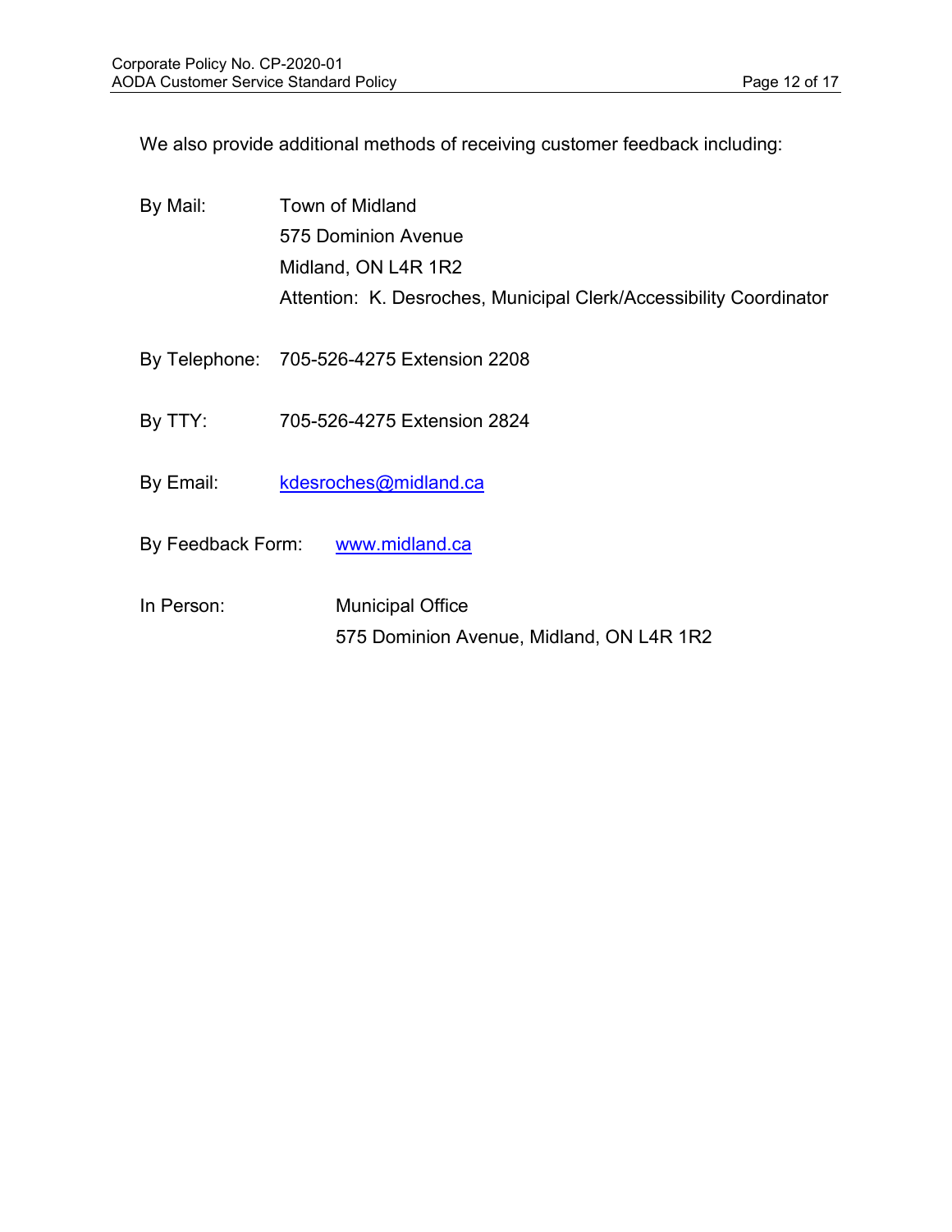We also provide additional methods of receiving customer feedback including:

By Mail: Town of Midland  
575 Dominion Avenue  
Midland, ON L4R 1R2  
Attention: K. Desroches, Municipal Clerk/Accessibility Coordinator

By Telephone: 705-526-4275 Extension 2208

By TTY: 705-526-4275 Extension 2824

By Email: kdesroches@midland.ca

By Feedback Form: www.midland.ca

In Person: Municipal Office  
575 Dominion Avenue, Midland, ON L4R 1R2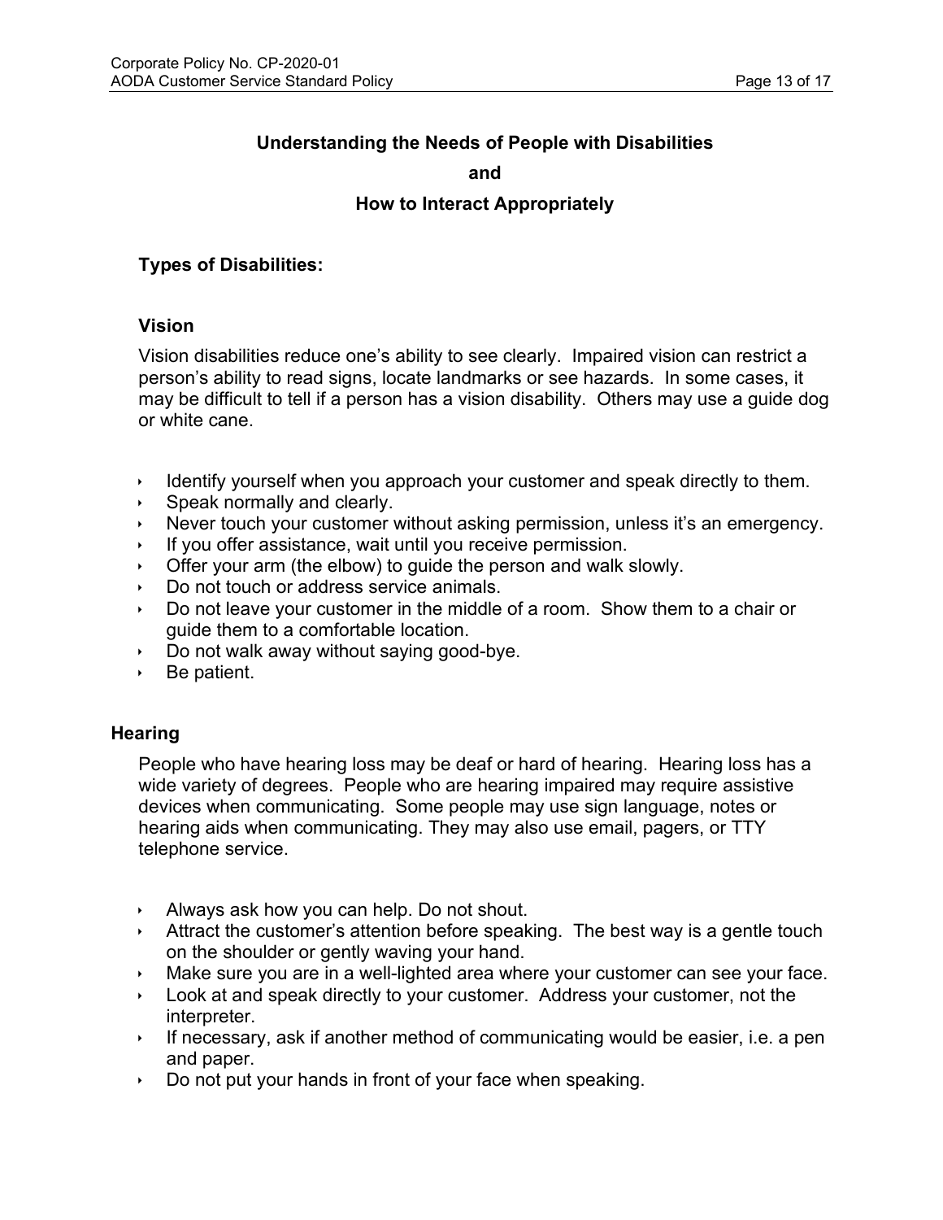## Understanding the Needs of People with Disabilities

## and

## How to Interact Appropriately

### Types of Disabilities:

### Vision

Vision disabilities reduce one's ability to see clearly. Impaired vision can restrict a person's ability to read signs, locate landmarks or see hazards. In some cases, it may be difficult to tell if a person has a vision disability. Others may use a guide dog or white cane.

- Identify yourself when you approach your customer and speak directly to them.
- Speak normally and clearly.
- Never touch your customer without asking permission, unless it's an emergency.
- If you offer assistance, wait until you receive permission.
- Offer your arm (the elbow) to guide the person and walk slowly.
- Do not touch or address service animals.
- Do not leave your customer in the middle of a room. Show them to a chair or guide them to a comfortable location.
- Do not walk away without saying good-bye.
- Be patient.

### Hearing

People who have hearing loss may be deaf or hard of hearing. Hearing loss has a wide variety of degrees. People who are hearing impaired may require assistive devices when communicating. Some people may use sign language, notes or hearing aids when communicating. They may also use email, pagers, or TTY telephone service.

- Always ask how you can help. Do not shout.
- Attract the customer's attention before speaking. The best way is a gentle touch on the shoulder or gently waving your hand.
- Make sure you are in a well-lighted area where your customer can see your face.
- Look at and speak directly to your customer. Address your customer, not the interpreter.
- If necessary, ask if another method of communicating would be easier, i.e. a pen and paper.
- Do not put your hands in front of your face when speaking.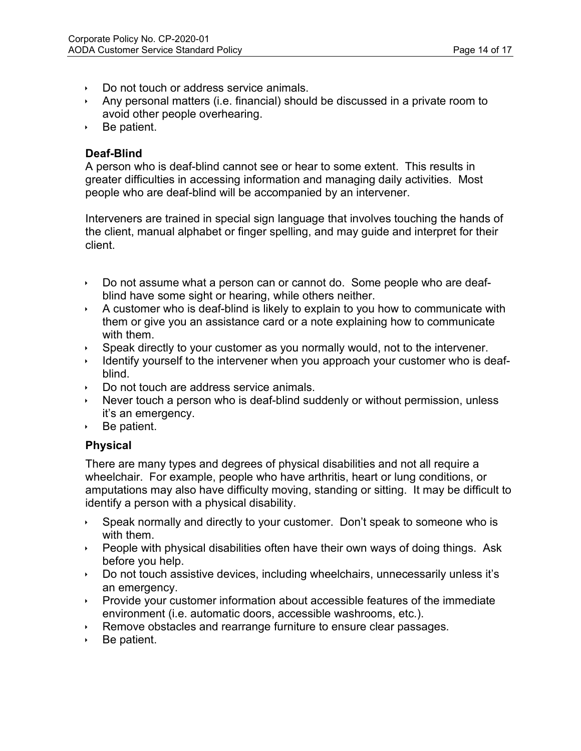- Do not touch or address service animals.
- Any personal matters (i.e. financial) should be discussed in a private room to avoid other people overhearing.
- Be patient.

**Deaf-Blind**

A person who is deaf-blind cannot see or hear to some extent. This results in greater difficulties in accessing information and managing daily activities. Most people who are deaf-blind will be accompanied by an intervener.

Interveners are trained in special sign language that involves touching the hands of the client, manual alphabet or finger spelling, and may guide and interpret for their client.

- Do not assume what a person can or cannot do. Some people who are deaf-blind have some sight or hearing, while others neither.
- A customer who is deaf-blind is likely to explain to you how to communicate with them or give you an assistance card or a note explaining how to communicate with them.
- Speak directly to your customer as you normally would, not to the intervener.
- Identify yourself to the intervener when you approach your customer who is deaf-blind.
- Do not touch are address service animals.
- Never touch a person who is deaf-blind suddenly or without permission, unless it's an emergency.
- Be patient.

**Physical**

There are many types and degrees of physical disabilities and not all require a wheelchair. For example, people who have arthritis, heart or lung conditions, or amputations may also have difficulty moving, standing or sitting. It may be difficult to identify a person with a physical disability.

- Speak normally and directly to your customer. Don't speak to someone who is with them.
- People with physical disabilities often have their own ways of doing things. Ask before you help.
- Do not touch assistive devices, including wheelchairs, unnecessarily unless it's an emergency.
- Provide your customer information about accessible features of the immediate environment (i.e. automatic doors, accessible washrooms, etc.).
- Remove obstacles and rearrange furniture to ensure clear passages.
- Be patient.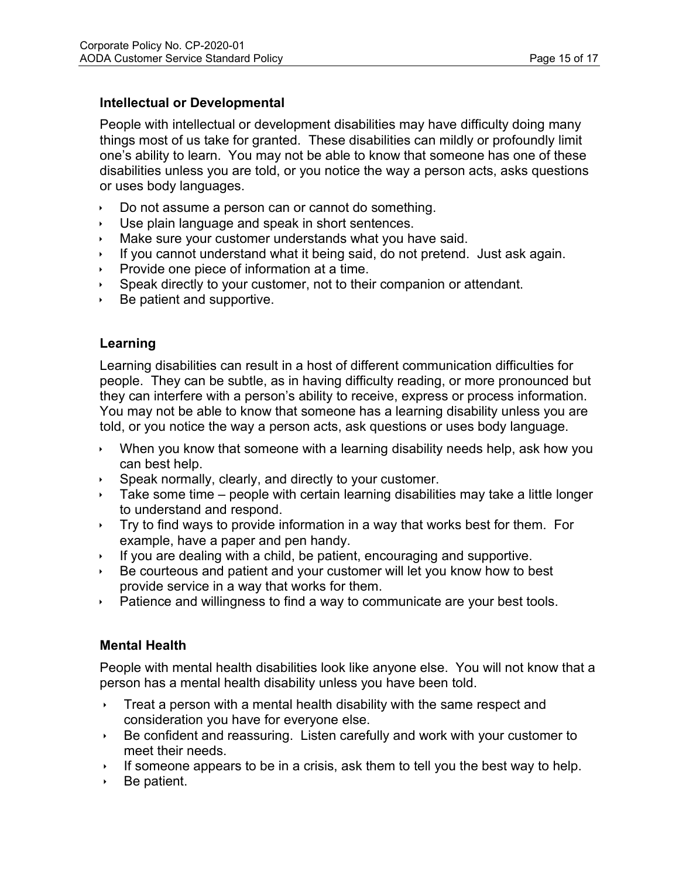### Intellectual or Developmental

People with intellectual or development disabilities may have difficulty doing many things most of us take for granted. These disabilities can mildly or profoundly limit one's ability to learn. You may not be able to know that someone has one of these disabilities unless you are told, or you notice the way a person acts, asks questions or uses body languages.

- Do not assume a person can or cannot do something.
- Use plain language and speak in short sentences.
- Make sure your customer understands what you have said.
- If you cannot understand what it being said, do not pretend. Just ask again.
- Provide one piece of information at a time.
- Speak directly to your customer, not to their companion or attendant.
- Be patient and supportive.

### Learning

Learning disabilities can result in a host of different communication difficulties for people. They can be subtle, as in having difficulty reading, or more pronounced but they can interfere with a person's ability to receive, express or process information. You may not be able to know that someone has a learning disability unless you are told, or you notice the way a person acts, ask questions or uses body language.

- When you know that someone with a learning disability needs help, ask how you can best help.
- Speak normally, clearly, and directly to your customer.
- Take some time – people with certain learning disabilities may take a little longer to understand and respond.
- Try to find ways to provide information in a way that works best for them. For example, have a paper and pen handy.
- If you are dealing with a child, be patient, encouraging and supportive.
- Be courteous and patient and your customer will let you know how to best provide service in a way that works for them.
- Patience and willingness to find a way to communicate are your best tools.

### Mental Health

People with mental health disabilities look like anyone else. You will not know that a person has a mental health disability unless you have been told.

- Treat a person with a mental health disability with the same respect and consideration you have for everyone else.
- Be confident and reassuring. Listen carefully and work with your customer to meet their needs.
- If someone appears to be in a crisis, ask them to tell you the best way to help.
- Be patient.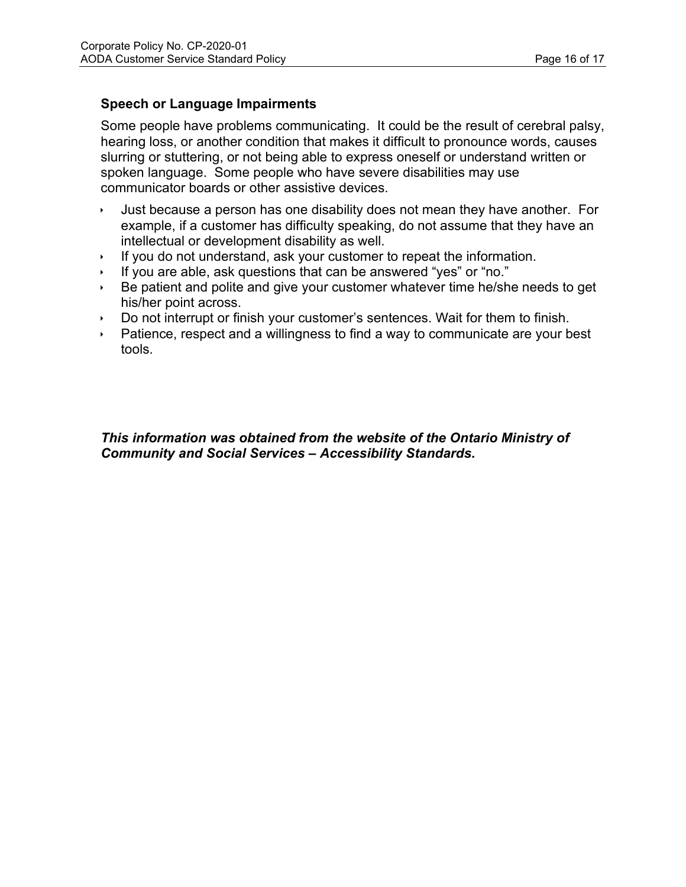### Speech or Language Impairments

Some people have problems communicating. It could be the result of cerebral palsy, hearing loss, or another condition that makes it difficult to pronounce words, causes slurring or stuttering, or not being able to express oneself or understand written or spoken language. Some people who have severe disabilities may use communicator boards or other assistive devices.

- Just because a person has one disability does not mean they have another. For example, if a customer has difficulty speaking, do not assume that they have an intellectual or development disability as well.
- If you do not understand, ask your customer to repeat the information.
- If you are able, ask questions that can be answered "yes" or "no."
- Be patient and polite and give your customer whatever time he/she needs to get his/her point across.
- Do not interrupt or finish your customer's sentences. Wait for them to finish.
- Patience, respect and a willingness to find a way to communicate are your best tools.

***This information was obtained from the website of the Ontario Ministry of Community and Social Services – Accessibility Standards.***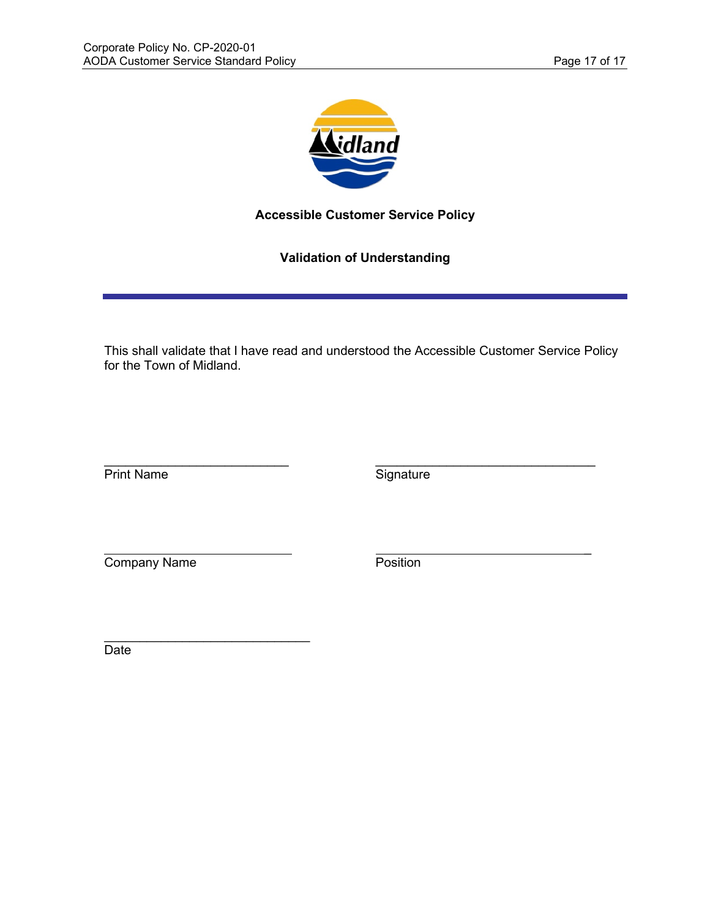**Accessible Customer Service Policy**

**Validation of Understanding**

---

This shall validate that I have read and understood the Accessible Customer Service Policy for the Town of Midland.

\_\_\_\_\_\_\_\_\_\_\_\_\_\_\_\_\_\_\_\_\_\_\_\_\_\_\_\_\_\_
Print Name

\_\_\_\_\_\_\_\_\_\_\_\_\_\_\_\_\_\_\_\_\_\_\_\_\_\_\_\_\_\_
Signature

\_\_\_\_\_\_\_\_\_\_\_\_\_\_\_\_\_\_\_\_\_\_\_\_\_\_\_\_\_\_
Company Name

\_\_\_\_\_\_\_\_\_\_\_\_\_\_\_\_\_\_\_\_\_\_\_\_\_\_\_\_\_\_
Position

\_\_\_\_\_\_\_\_\_\_\_\_\_\_\_\_\_\_\_\_\_\_\_\_\_\_\_\_\_\_
Date